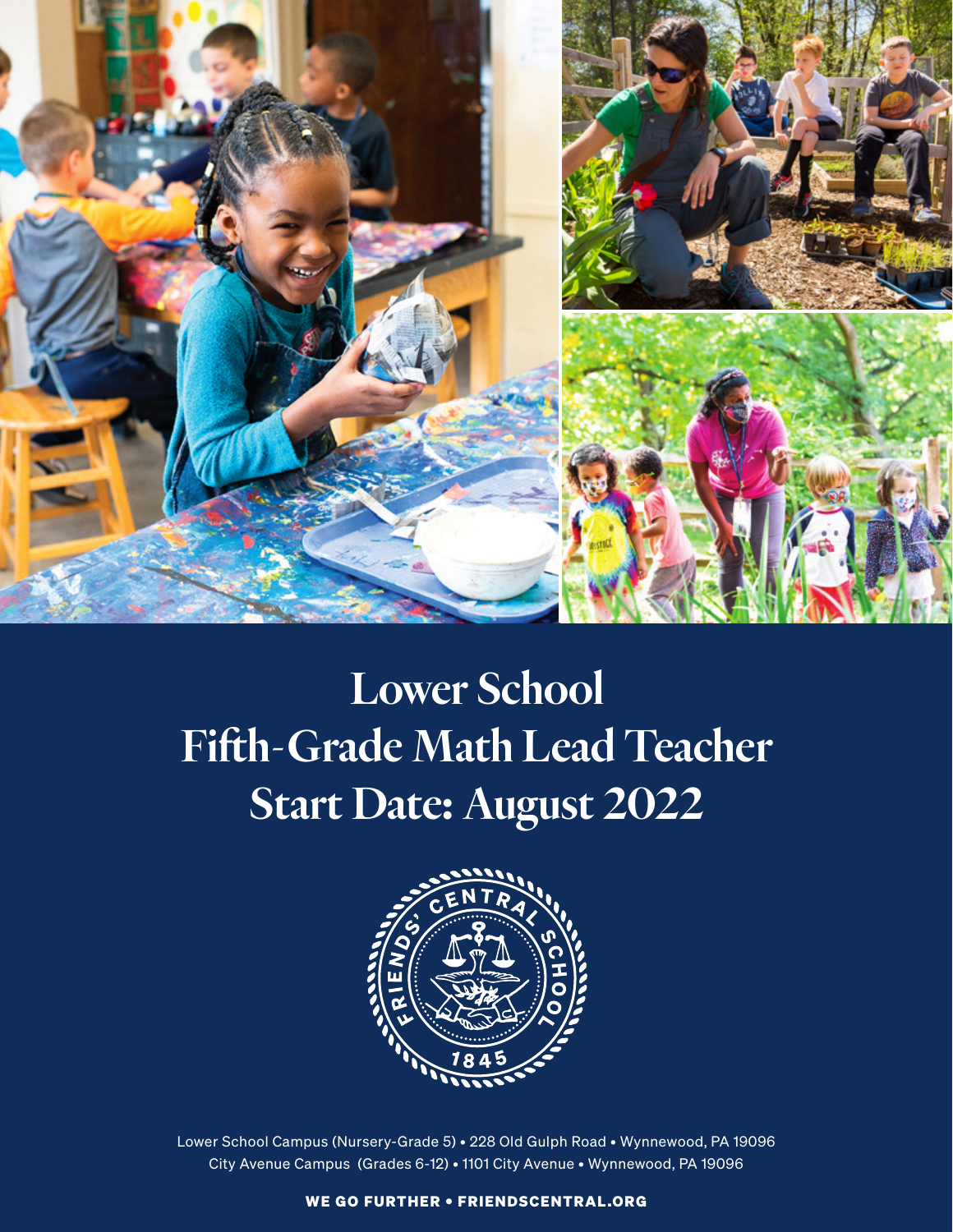# Lower School
# Fifth-Grade Math Lead Teacher
# Start Date: August 2022

Lower School Campus (Nursery-Grade 5) • 228 Old Gulph Road • Wynnewood, PA 19096
City Avenue Campus (Grades 6-12) • 1101 City Avenue • Wynnewood, PA 19096

**WE GO FURTHER • FRIENDSCENTRAL.ORG**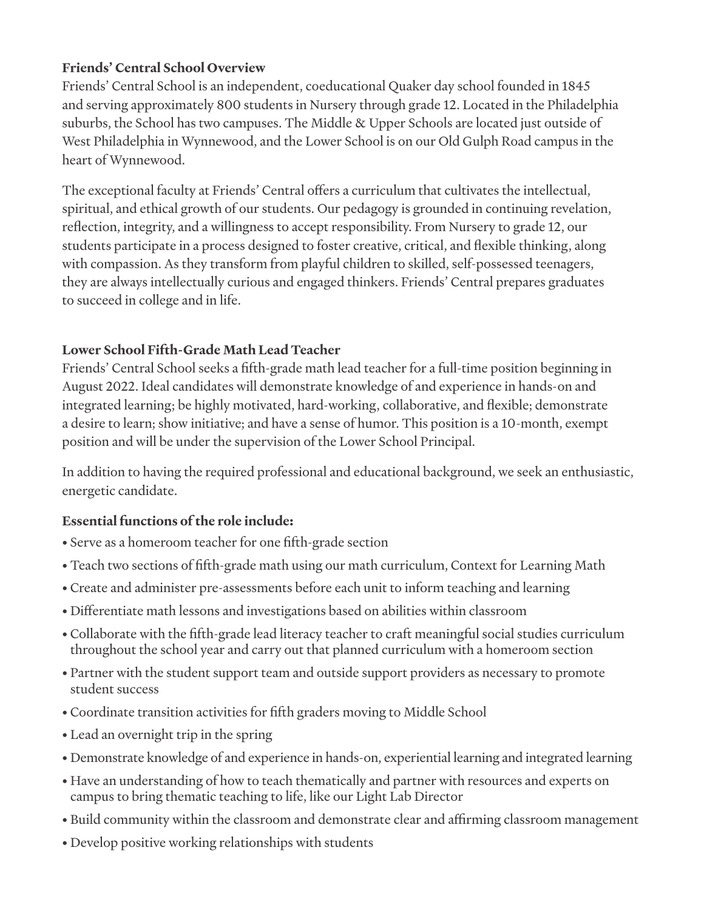**Friends' Central School Overview**

Friends' Central School is an independent, coeducational Quaker day school founded in 1845 and serving approximately 800 students in Nursery through grade 12. Located in the Philadelphia suburbs, the School has two campuses. The Middle & Upper Schools are located just outside of West Philadelphia in Wynnewood, and the Lower School is on our Old Gulph Road campus in the heart of Wynnewood.

The exceptional faculty at Friends' Central offers a curriculum that cultivates the intellectual, spiritual, and ethical growth of our students. Our pedagogy is grounded in continuing revelation, reflection, integrity, and a willingness to accept responsibility. From Nursery to grade 12, our students participate in a process designed to foster creative, critical, and flexible thinking, along with compassion. As they transform from playful children to skilled, self-possessed teenagers, they are always intellectually curious and engaged thinkers. Friends' Central prepares graduates to succeed in college and in life.

**Lower School Fifth-Grade Math Lead Teacher**

Friends' Central School seeks a fifth-grade math lead teacher for a full-time position beginning in August 2022. Ideal candidates will demonstrate knowledge of and experience in hands-on and integrated learning; be highly motivated, hard-working, collaborative, and flexible; demonstrate a desire to learn; show initiative; and have a sense of humor. This position is a 10-month, exempt position and will be under the supervision of the Lower School Principal.

In addition to having the required professional and educational background, we seek an enthusiastic, energetic candidate.

**Essential functions of the role include:**

- Serve as a homeroom teacher for one fifth-grade section
- Teach two sections of fifth-grade math using our math curriculum, Context for Learning Math
- Create and administer pre-assessments before each unit to inform teaching and learning
- Differentiate math lessons and investigations based on abilities within classroom
- Collaborate with the fifth-grade lead literacy teacher to craft meaningful social studies curriculum throughout the school year and carry out that planned curriculum with a homeroom section
- Partner with the student support team and outside support providers as necessary to promote student success
- Coordinate transition activities for fifth graders moving to Middle School
- Lead an overnight trip in the spring
- Demonstrate knowledge of and experience in hands-on, experiential learning and integrated learning
- Have an understanding of how to teach thematically and partner with resources and experts on campus to bring thematic teaching to life, like our Light Lab Director
- Build community within the classroom and demonstrate clear and affirming classroom management
- Develop positive working relationships with students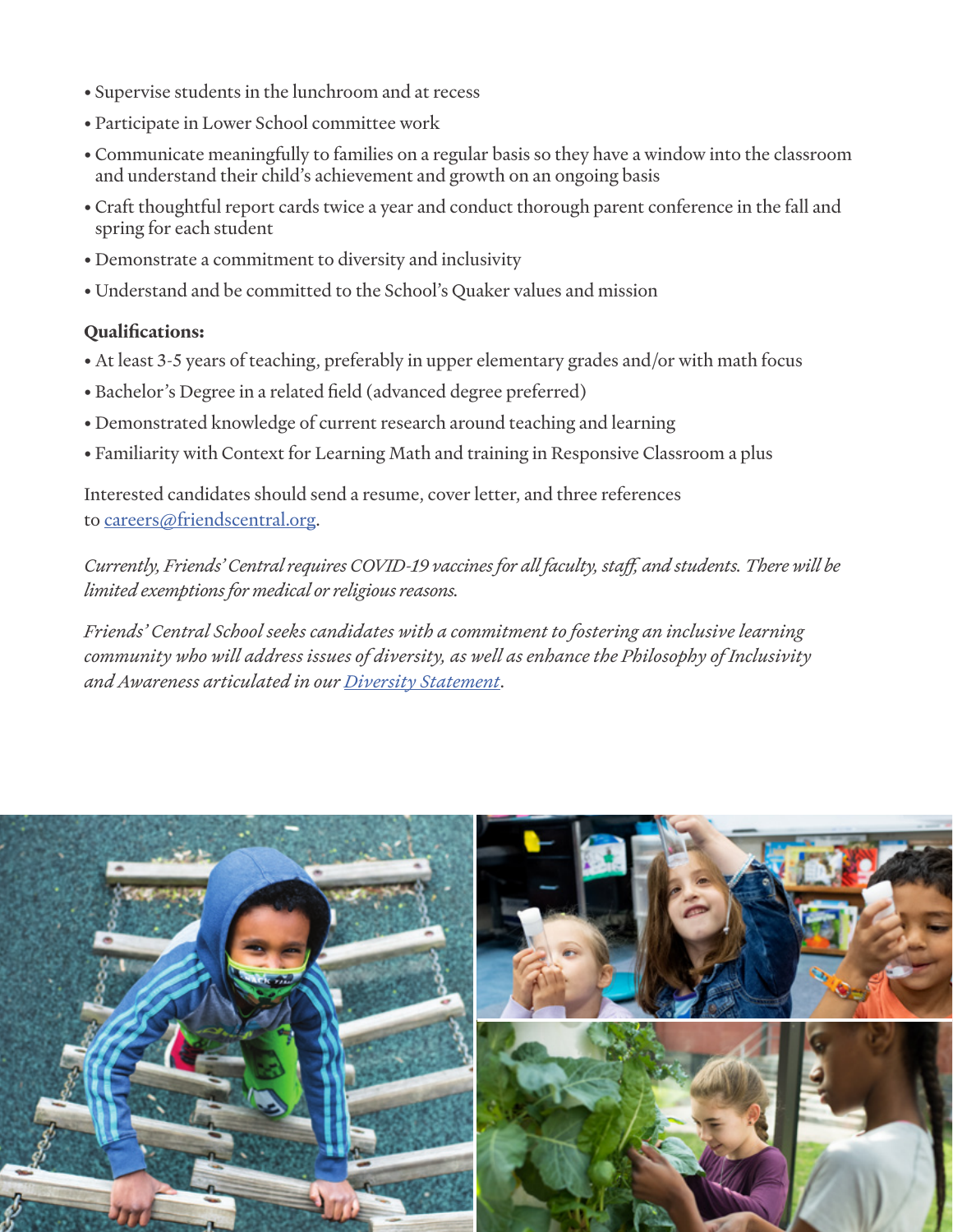- Supervise students in the lunchroom and at recess
- Participate in Lower School committee work
- Communicate meaningfully to families on a regular basis so they have a window into the classroom and understand their child's achievement and growth on an ongoing basis
- Craft thoughtful report cards twice a year and conduct thorough parent conference in the fall and spring for each student
- Demonstrate a commitment to diversity and inclusivity
- Understand and be committed to the School's Quaker values and mission

**Qualifications:**

- At least 3-5 years of teaching, preferably in upper elementary grades and/or with math focus
- Bachelor's Degree in a related field (advanced degree preferred)
- Demonstrated knowledge of current research around teaching and learning
- Familiarity with Context for Learning Math and training in Responsive Classroom a plus

Interested candidates should send a resume, cover letter, and three references to careers@friendscentral.org.

*Currently, Friends' Central requires COVID-19 vaccines for all faculty, staff, and students. There will be limited exemptions for medical or religious reasons.*

*Friends' Central School seeks candidates with a commitment to fostering an inclusive learning community who will address issues of diversity, as well as enhance the Philosophy of Inclusivity and Awareness articulated in our Diversity Statement.*